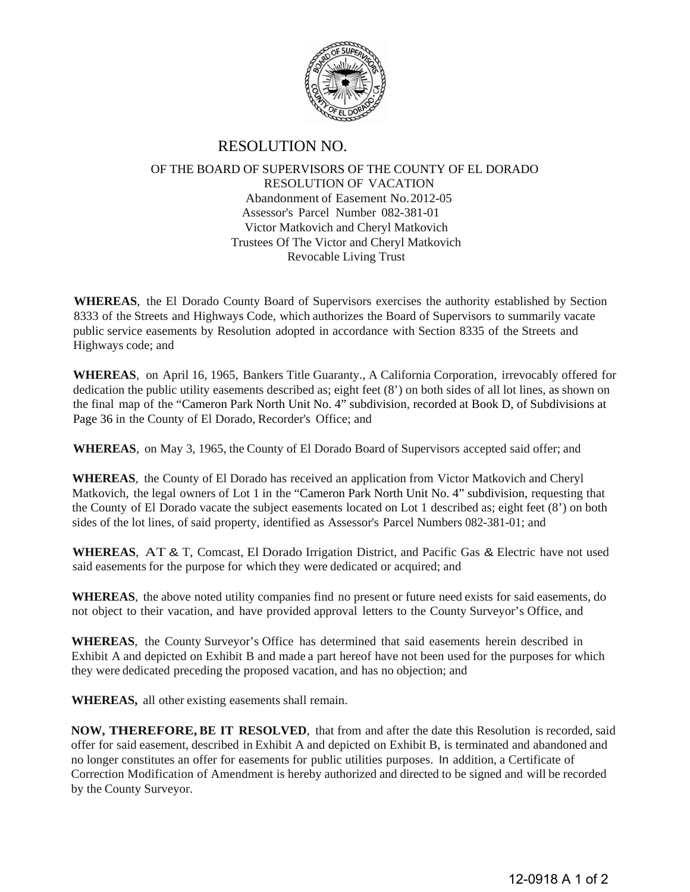# RESOLUTION NO.

OF THE BOARD OF SUPERVISORS OF THE COUNTY OF EL DORADO
RESOLUTION OF VACATION
Abandonment of Easement No. 2012-05
Assessor's Parcel Number 082-381-01
Victor Matkovich and Cheryl Matkovich
Trustees Of The Victor and Cheryl Matkovich
Revocable Living Trust

**WHEREAS**, the El Dorado County Board of Supervisors exercises the authority established by Section 8333 of the Streets and Highways Code, which authorizes the Board of Supervisors to summarily vacate public service easements by Resolution adopted in accordance with Section 8335 of the Streets and Highways code; and

**WHEREAS**, on April 16, 1965, Bankers Title Guaranty., A California Corporation, irrevocably offered for dedication the public utility easements described as; eight feet (8') on both sides of all lot lines, as shown on the final map of the "Cameron Park North Unit No. 4" subdivision, recorded at Book D, of Subdivisions at Page 36 in the County of El Dorado, Recorder's Office; and

**WHEREAS**, on May 3, 1965, the County of El Dorado Board of Supervisors accepted said offer; and

**WHEREAS**, the County of El Dorado has received an application from Victor Matkovich and Cheryl Matkovich, the legal owners of Lot 1 in the "Cameron Park North Unit No. 4" subdivision, requesting that the County of El Dorado vacate the subject easements located on Lot 1 described as; eight feet (8') on both sides of the lot lines, of said property, identified as Assessor's Parcel Numbers 082-381-01; and

**WHEREAS**, AT & T, Comcast, El Dorado Irrigation District, and Pacific Gas & Electric have not used said easements for the purpose for which they were dedicated or acquired; and

**WHEREAS**, the above noted utility companies find no present or future need exists for said easements, do not object to their vacation, and have provided approval letters to the County Surveyor's Office, and

**WHEREAS**, the County Surveyor's Office has determined that said easements herein described in Exhibit A and depicted on Exhibit B and made a part hereof have not been used for the purposes for which they were dedicated preceding the proposed vacation, and has no objection; and

**WHEREAS,** all other existing easements shall remain.

**NOW, THEREFORE, BE IT RESOLVED**, that from and after the date this Resolution is recorded, said offer for said easement, described in Exhibit A and depicted on Exhibit B, is terminated and abandoned and no longer constitutes an offer for easements for public utilities purposes. In addition, a Certificate of Correction Modification of Amendment is hereby authorized and directed to be signed and will be recorded by the County Surveyor.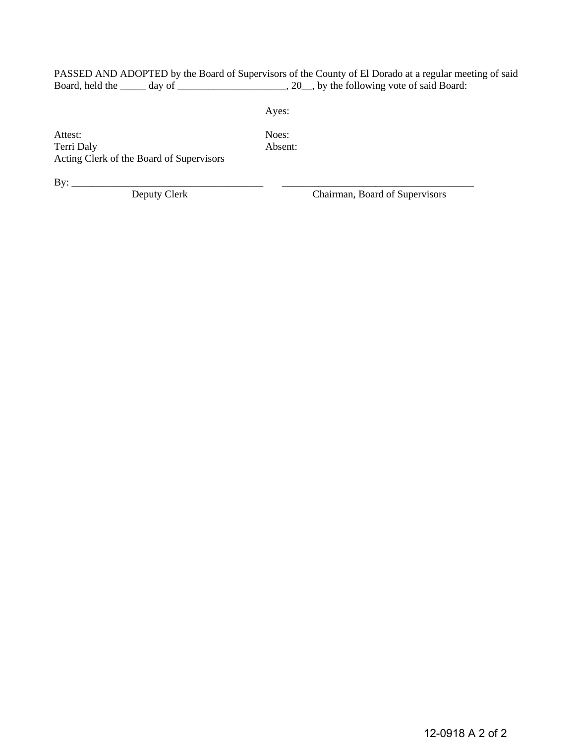PASSED AND ADOPTED by the Board of Supervisors of the County of El Dorado at a regular meeting of said Board, held the _____ day of _____________________, 20__, by the following vote of said Board:

Ayes:

Attest:
Terri Daly
Acting Clerk of the Board of Supervisors

Noes:
Absent:

By: ______________________________________
Deputy Clerk

______________________________________
Chairman, Board of Supervisors

12-0918 A 2 of 2